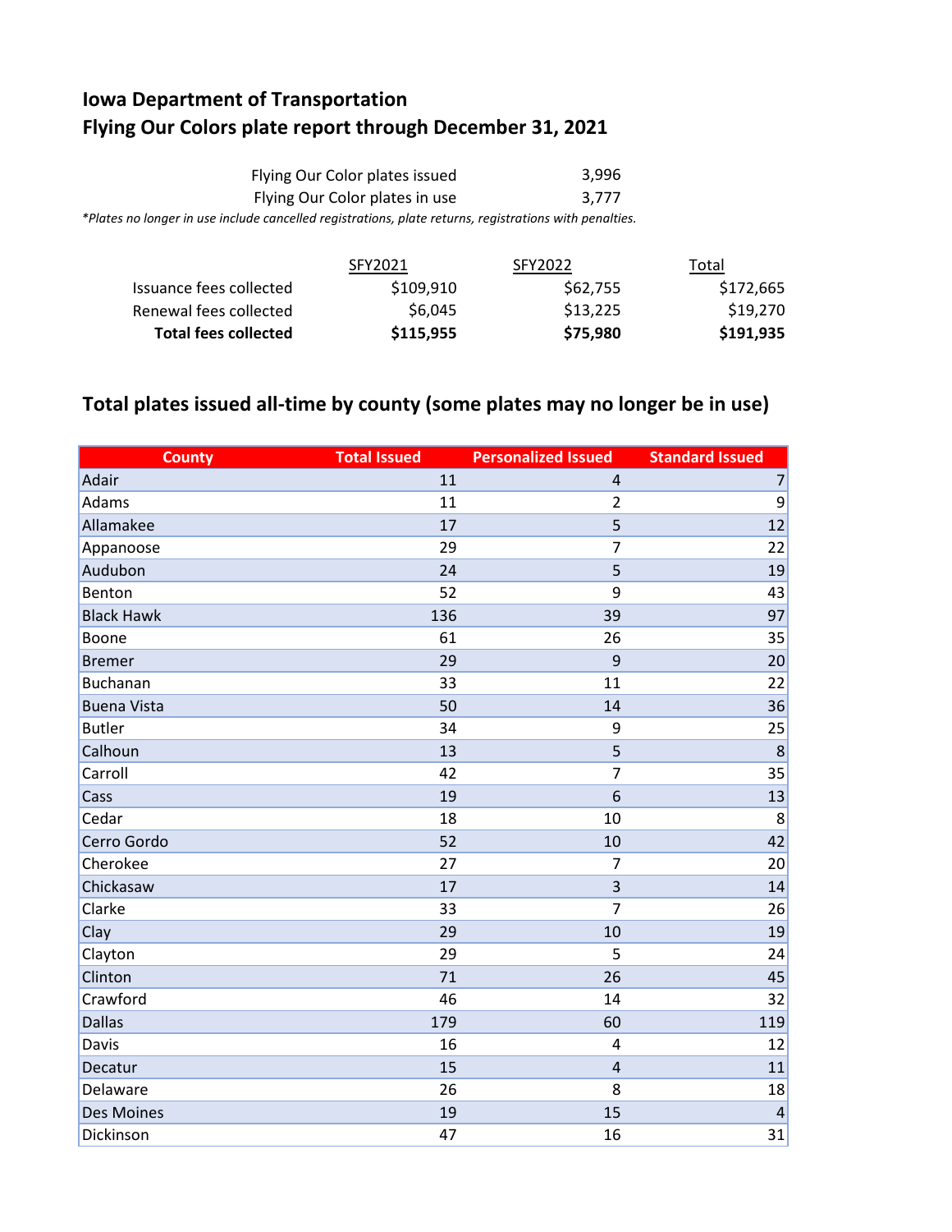# Iowa Department of Transportation
# Flying Our Colors plate report through December 31, 2021

| | |
|---|---|
| Flying Our Color plates issued | 3,996 |
| Flying Our Color plates in use | 3,777 |

*\*Plates no longer in use include cancelled registrations, plate returns, registrations with penalties.*

| | SFY2021 | SFY2022 | Total |
|---|---|---|---|
| Issuance fees collected | $109,910 | $62,755 | $172,665 |
| Renewal fees collected | $6,045 | $13,225 | $19,270 |
| **Total fees collected** | **$115,955** | **$75,980** | **$191,935** |

## Total plates issued all-time by county (some plates may no longer be in use)

| County | Total Issued | Personalized Issued | Standard Issued |
|---|---|---|---|
| Adair | 11 | 4 | 7 |
| Adams | 11 | 2 | 9 |
| Allamakee | 17 | 5 | 12 |
| Appanoose | 29 | 7 | 22 |
| Audubon | 24 | 5 | 19 |
| Benton | 52 | 9 | 43 |
| Black Hawk | 136 | 39 | 97 |
| Boone | 61 | 26 | 35 |
| Bremer | 29 | 9 | 20 |
| Buchanan | 33 | 11 | 22 |
| Buena Vista | 50 | 14 | 36 |
| Butler | 34 | 9 | 25 |
| Calhoun | 13 | 5 | 8 |
| Carroll | 42 | 7 | 35 |
| Cass | 19 | 6 | 13 |
| Cedar | 18 | 10 | 8 |
| Cerro Gordo | 52 | 10 | 42 |
| Cherokee | 27 | 7 | 20 |
| Chickasaw | 17 | 3 | 14 |
| Clarke | 33 | 7 | 26 |
| Clay | 29 | 10 | 19 |
| Clayton | 29 | 5 | 24 |
| Clinton | 71 | 26 | 45 |
| Crawford | 46 | 14 | 32 |
| Dallas | 179 | 60 | 119 |
| Davis | 16 | 4 | 12 |
| Decatur | 15 | 4 | 11 |
| Delaware | 26 | 8 | 18 |
| Des Moines | 19 | 15 | 4 |
| Dickinson | 47 | 16 | 31 |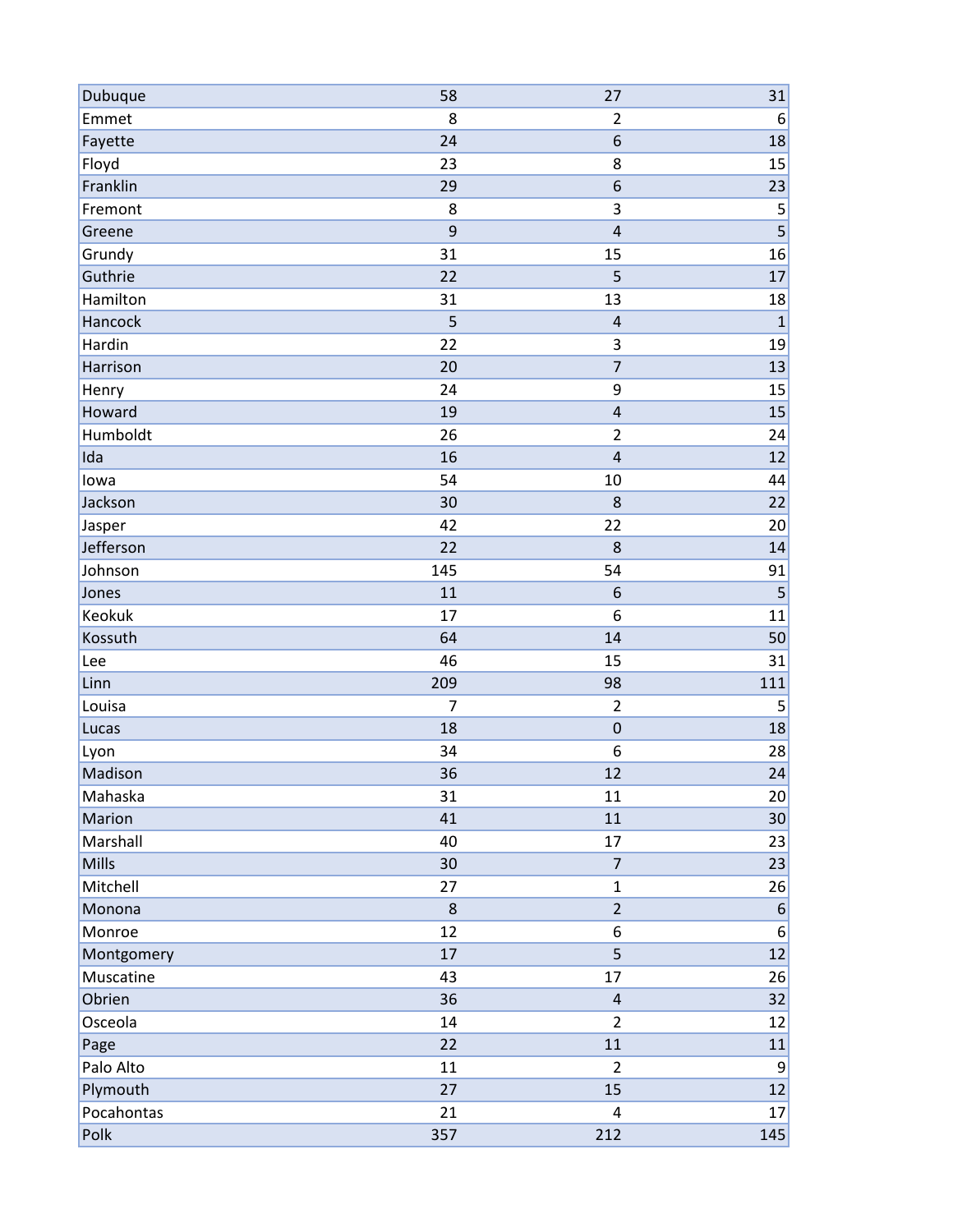| | | | |
|---|---|---|---|
| Dubuque | 58 | 27 | 31 |
| Emmet | 8 | 2 | 6 |
| Fayette | 24 | 6 | 18 |
| Floyd | 23 | 8 | 15 |
| Franklin | 29 | 6 | 23 |
| Fremont | 8 | 3 | 5 |
| Greene | 9 | 4 | 5 |
| Grundy | 31 | 15 | 16 |
| Guthrie | 22 | 5 | 17 |
| Hamilton | 31 | 13 | 18 |
| Hancock | 5 | 4 | 1 |
| Hardin | 22 | 3 | 19 |
| Harrison | 20 | 7 | 13 |
| Henry | 24 | 9 | 15 |
| Howard | 19 | 4 | 15 |
| Humboldt | 26 | 2 | 24 |
| Ida | 16 | 4 | 12 |
| Iowa | 54 | 10 | 44 |
| Jackson | 30 | 8 | 22 |
| Jasper | 42 | 22 | 20 |
| Jefferson | 22 | 8 | 14 |
| Johnson | 145 | 54 | 91 |
| Jones | 11 | 6 | 5 |
| Keokuk | 17 | 6 | 11 |
| Kossuth | 64 | 14 | 50 |
| Lee | 46 | 15 | 31 |
| Linn | 209 | 98 | 111 |
| Louisa | 7 | 2 | 5 |
| Lucas | 18 | 0 | 18 |
| Lyon | 34 | 6 | 28 |
| Madison | 36 | 12 | 24 |
| Mahaska | 31 | 11 | 20 |
| Marion | 41 | 11 | 30 |
| Marshall | 40 | 17 | 23 |
| Mills | 30 | 7 | 23 |
| Mitchell | 27 | 1 | 26 |
| Monona | 8 | 2 | 6 |
| Monroe | 12 | 6 | 6 |
| Montgomery | 17 | 5 | 12 |
| Muscatine | 43 | 17 | 26 |
| Obrien | 36 | 4 | 32 |
| Osceola | 14 | 2 | 12 |
| Page | 22 | 11 | 11 |
| Palo Alto | 11 | 2 | 9 |
| Plymouth | 27 | 15 | 12 |
| Pocahontas | 21 | 4 | 17 |
| Polk | 357 | 212 | 145 |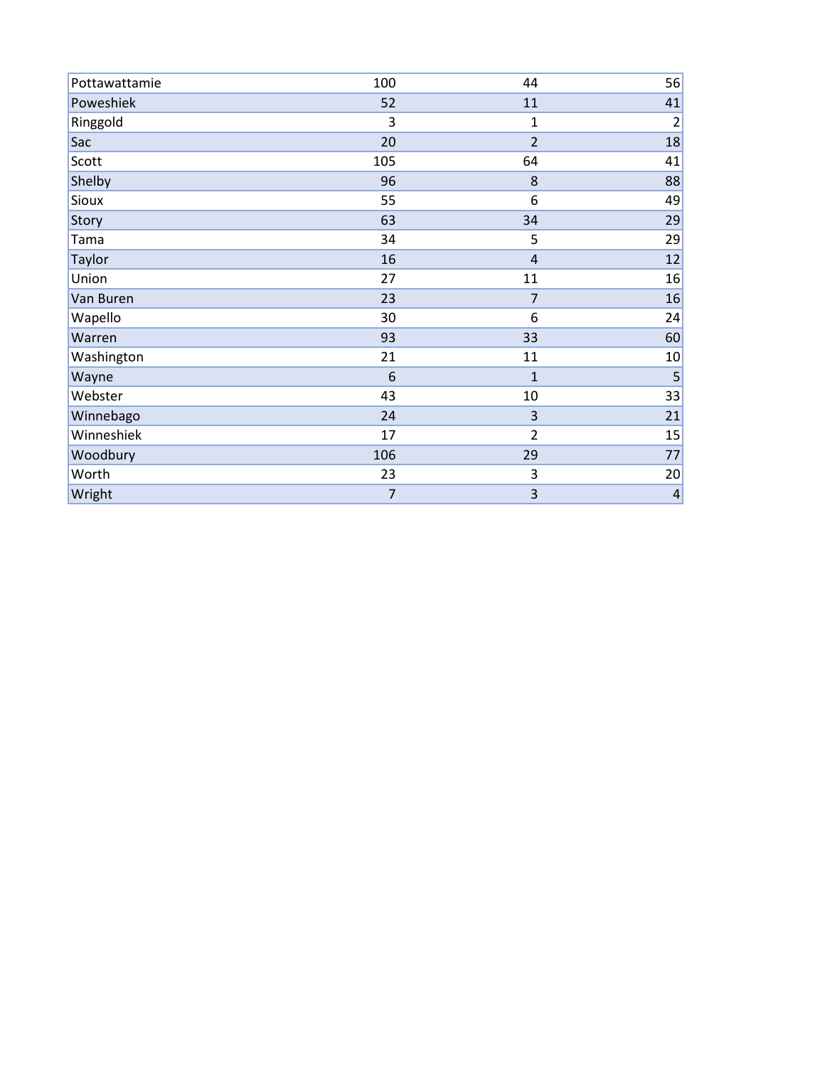| | | | |
|---|---|---|---|
| Pottawattamie | 100 | 44 | 56 |
| Poweshiek | 52 | 11 | 41 |
| Ringgold | 3 | 1 | 2 |
| Sac | 20 | 2 | 18 |
| Scott | 105 | 64 | 41 |
| Shelby | 96 | 8 | 88 |
| Sioux | 55 | 6 | 49 |
| Story | 63 | 34 | 29 |
| Tama | 34 | 5 | 29 |
| Taylor | 16 | 4 | 12 |
| Union | 27 | 11 | 16 |
| Van Buren | 23 | 7 | 16 |
| Wapello | 30 | 6 | 24 |
| Warren | 93 | 33 | 60 |
| Washington | 21 | 11 | 10 |
| Wayne | 6 | 1 | 5 |
| Webster | 43 | 10 | 33 |
| Winnebago | 24 | 3 | 21 |
| Winneshiek | 17 | 2 | 15 |
| Woodbury | 106 | 29 | 77 |
| Worth | 23 | 3 | 20 |
| Wright | 7 | 3 | 4 |